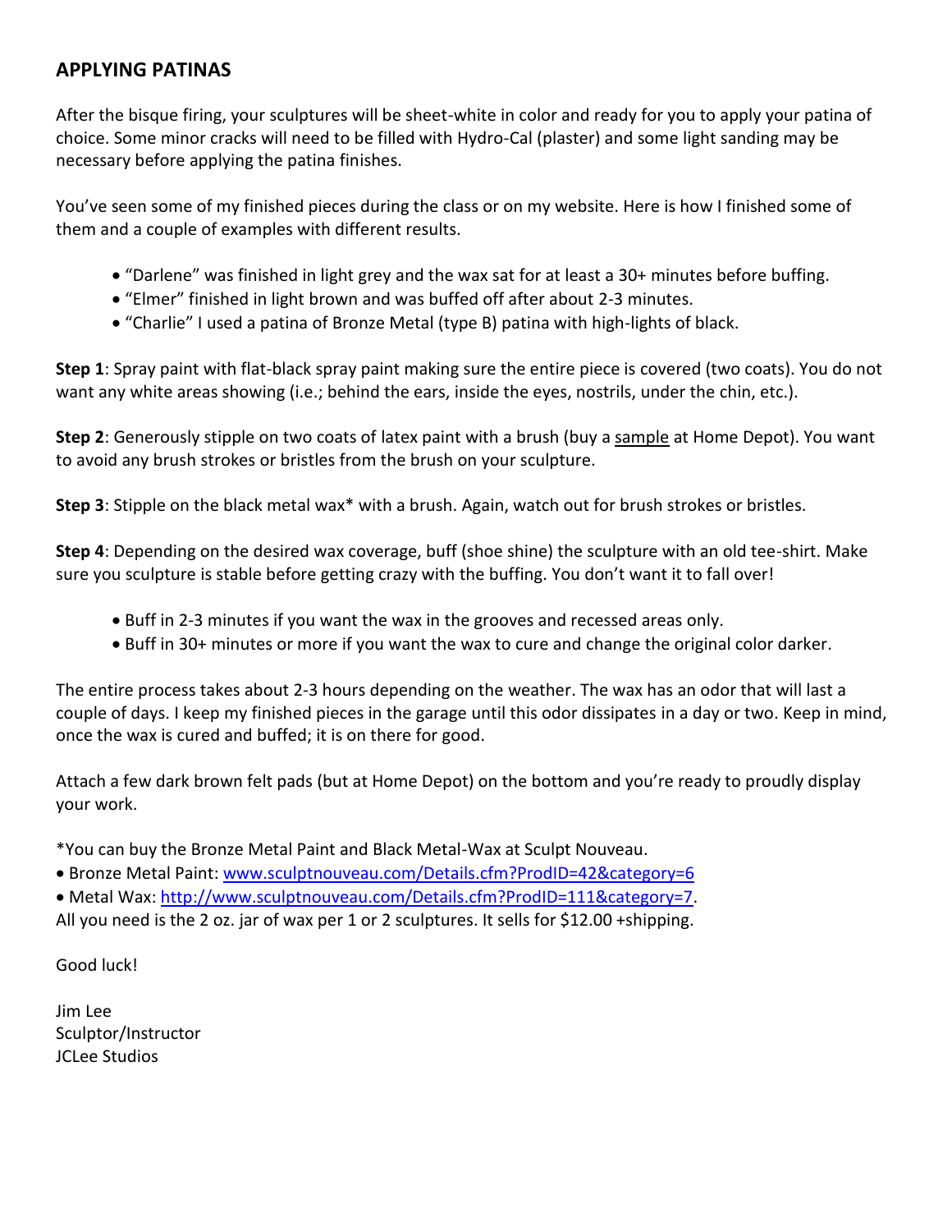## APPLYING PATINAS

After the bisque firing, your sculptures will be sheet-white in color and ready for you to apply your patina of choice. Some minor cracks will need to be filled with Hydro-Cal (plaster) and some light sanding may be necessary before applying the patina finishes.

You've seen some of my finished pieces during the class or on my website. Here is how I finished some of them and a couple of examples with different results.

- "Darlene" was finished in light grey and the wax sat for at least a 30+ minutes before buffing.
- "Elmer" finished in light brown and was buffed off after about 2-3 minutes.
- "Charlie" I used a patina of Bronze Metal (type B) patina with high-lights of black.

**Step 1**: Spray paint with flat-black spray paint making sure the entire piece is covered (two coats). You do not want any white areas showing (i.e.; behind the ears, inside the eyes, nostrils, under the chin, etc.).

**Step 2**: Generously stipple on two coats of latex paint with a brush (buy a <u>sample</u> at Home Depot). You want to avoid any brush strokes or bristles from the brush on your sculpture.

**Step 3**: Stipple on the black metal wax* with a brush. Again, watch out for brush strokes or bristles.

**Step 4**: Depending on the desired wax coverage, buff (shoe shine) the sculpture with an old tee-shirt. Make sure you sculpture is stable before getting crazy with the buffing. You don't want it to fall over!

- Buff in 2-3 minutes if you want the wax in the grooves and recessed areas only.
- Buff in 30+ minutes or more if you want the wax to cure and change the original color darker.

The entire process takes about 2-3 hours depending on the weather. The wax has an odor that will last a couple of days. I keep my finished pieces in the garage until this odor dissipates in a day or two. Keep in mind, once the wax is cured and buffed; it is on there for good.

Attach a few dark brown felt pads (but at Home Depot) on the bottom and you're ready to proudly display your work.

*You can buy the Bronze Metal Paint and Black Metal-Wax at Sculpt Nouveau.

- Bronze Metal Paint: www.sculptnouveau.com/Details.cfm?ProdID=42&category=6
- Metal Wax: http://www.sculptnouveau.com/Details.cfm?ProdID=111&category=7.

All you need is the 2 oz. jar of wax per 1 or 2 sculptures. It sells for $12.00 +shipping.

Good luck!

Jim Lee
Sculptor/Instructor
JCLee Studios